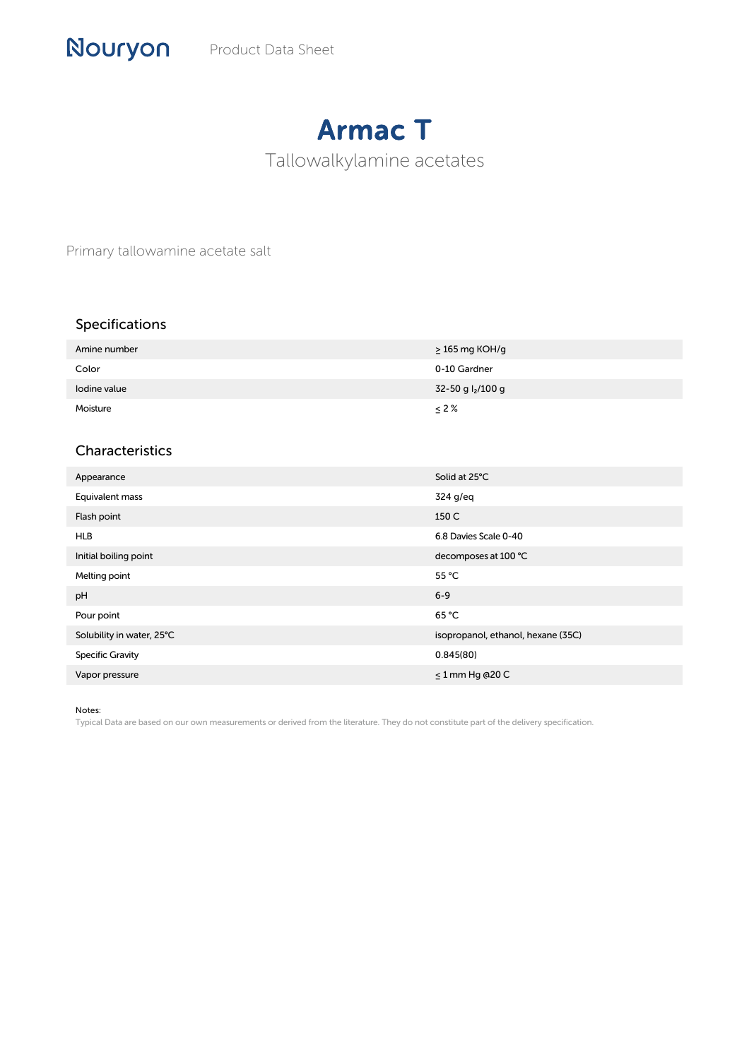Nouryon Product Data Sheet

# Armac T

## Tallowalkylamine acetates

Primary tallowamine acetate salt

### Specifications

| | |
|---|---|
| Amine number | ≥ 165 mg KOH/g |
| Color | 0-10 Gardner |
| Iodine value | 32-50 g $I_2$/100 g |
| Moisture | ≤ 2 % |

### Characteristics

| | |
|---|---|
| Appearance | Solid at 25°C |
| Equivalent mass | 324 g/eq |
| Flash point | 150 C |
| HLB | 6.8 Davies Scale 0-40 |
| Initial boiling point | decomposes at 100 °C |
| Melting point | 55 °C |
| pH | 6-9 |
| Pour point | 65 °C |
| Solubility in water, 25°C | isopropanol, ethanol, hexane (35C) |
| Specific Gravity | 0.845(80) |
| Vapor pressure | ≤ 1 mm Hg @20 C |

Notes:
Typical Data are based on our own measurements or derived from the literature. They do not constitute part of the delivery specification.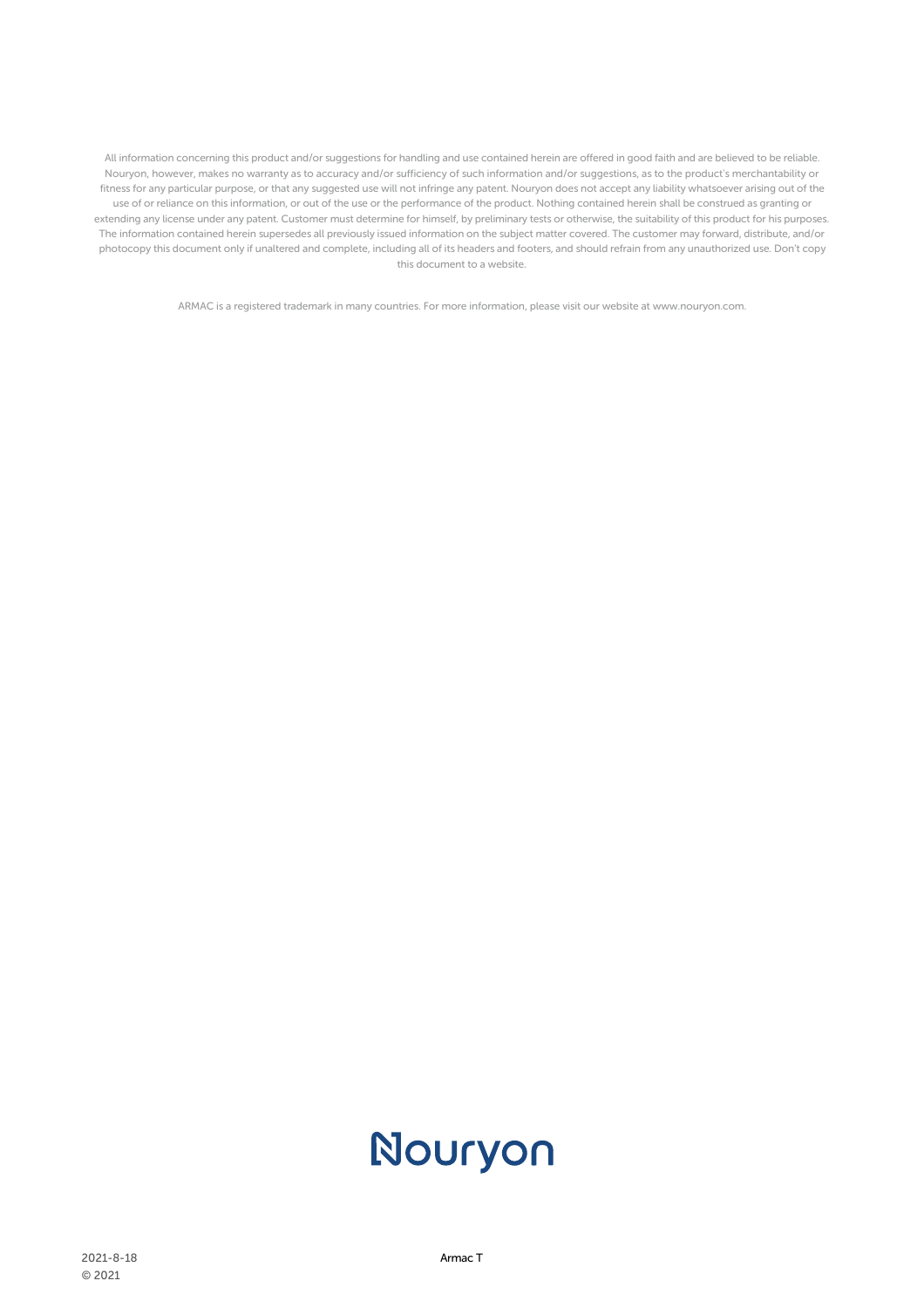All information concerning this product and/or suggestions for handling and use contained herein are offered in good faith and are believed to be reliable. Nouryon, however, makes no warranty as to accuracy and/or sufficiency of such information and/or suggestions, as to the product's merchantability or fitness for any particular purpose, or that any suggested use will not infringe any patent. Nouryon does not accept any liability whatsoever arising out of the use of or reliance on this information, or out of the use or the performance of the product. Nothing contained herein shall be construed as granting or extending any license under any patent. Customer must determine for himself, by preliminary tests or otherwise, the suitability of this product for his purposes. The information contained herein supersedes all previously issued information on the subject matter covered. The customer may forward, distribute, and/or photocopy this document only if unaltered and complete, including all of its headers and footers, and should refrain from any unauthorized use. Don't copy this document to a website.

ARMAC is a registered trademark in many countries. For more information, please visit our website at www.nouryon.com.

Nouryon